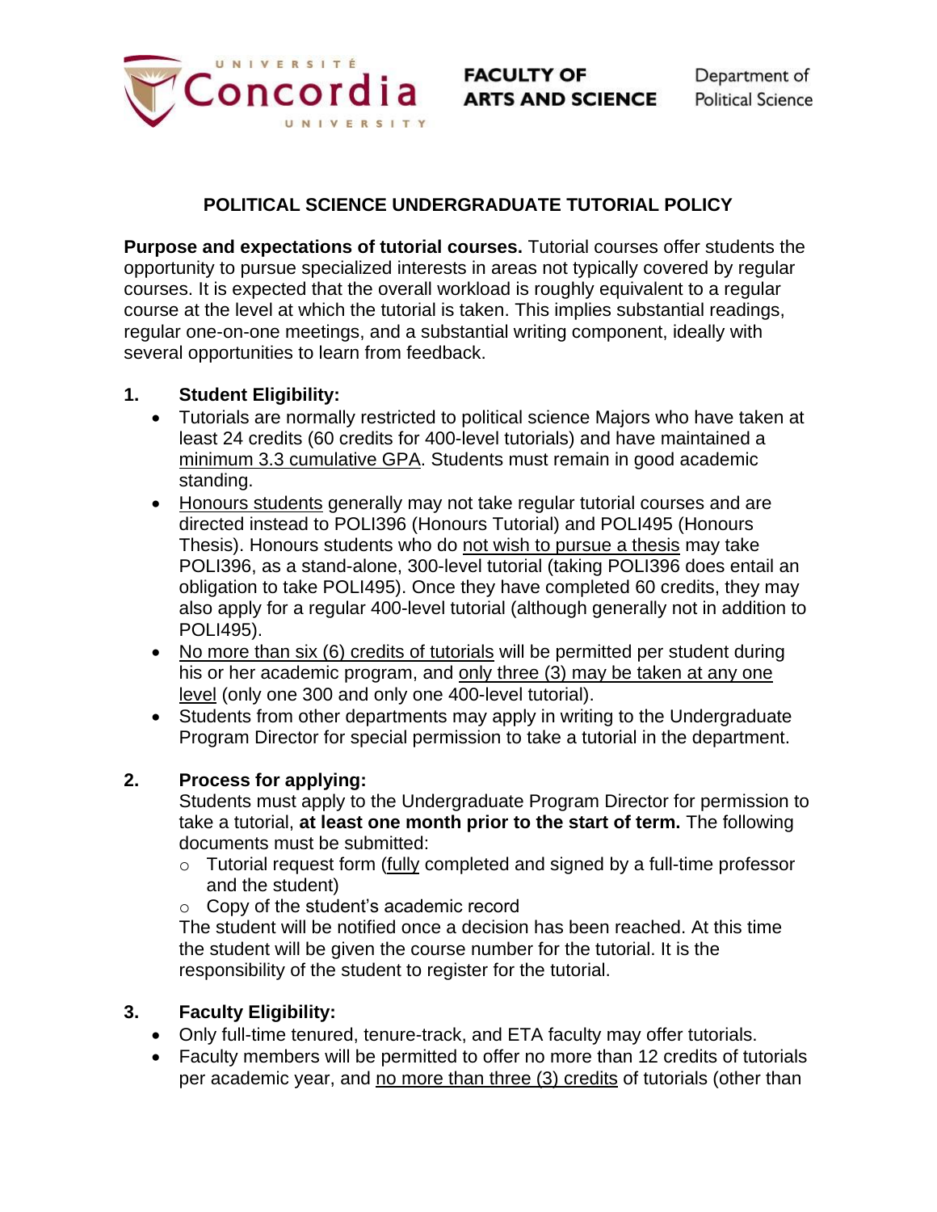UNIVERSITÉ Concordia UNIVERSITY | FACULTY OF ARTS AND SCIENCE | Department of Political Science

# POLITICAL SCIENCE UNDERGRADUATE TUTORIAL POLICY

**Purpose and expectations of tutorial courses.** Tutorial courses offer students the opportunity to pursue specialized interests in areas not typically covered by regular courses. It is expected that the overall workload is roughly equivalent to a regular course at the level at which the tutorial is taken. This implies substantial readings, regular one-on-one meetings, and a substantial writing component, ideally with several opportunities to learn from feedback.

## 1. Student Eligibility:

- Tutorials are normally restricted to political science Majors who have taken at least 24 credits (60 credits for 400-level tutorials) and have maintained a <u>minimum 3.3 cumulative GPA</u>. Students must remain in good academic standing.
- <u>Honours students</u> generally may not take regular tutorial courses and are directed instead to POLI396 (Honours Tutorial) and POLI495 (Honours Thesis). Honours students who do <u>not wish to pursue a thesis</u> may take POLI396, as a stand-alone, 300-level tutorial (taking POLI396 does entail an obligation to take POLI495). Once they have completed 60 credits, they may also apply for a regular 400-level tutorial (although generally not in addition to POLI495).
- <u>No more than six (6) credits of tutorials</u> will be permitted per student during his or her academic program, and <u>only three (3) may be taken at any one level</u> (only one 300 and only one 400-level tutorial).
- Students from other departments may apply in writing to the Undergraduate Program Director for special permission to take a tutorial in the department.

## 2. Process for applying:

Students must apply to the Undergraduate Program Director for permission to take a tutorial, **at least one month prior to the start of term.** The following documents must be submitted:

- Tutorial request form (<u>fully</u> completed and signed by a full-time professor and the student)
- Copy of the student's academic record

The student will be notified once a decision has been reached. At this time the student will be given the course number for the tutorial. It is the responsibility of the student to register for the tutorial.

## 3. Faculty Eligibility:

- Only full-time tenured, tenure-track, and ETA faculty may offer tutorials.
- Faculty members will be permitted to offer no more than 12 credits of tutorials per academic year, and <u>no more than three (3) credits</u> of tutorials (other than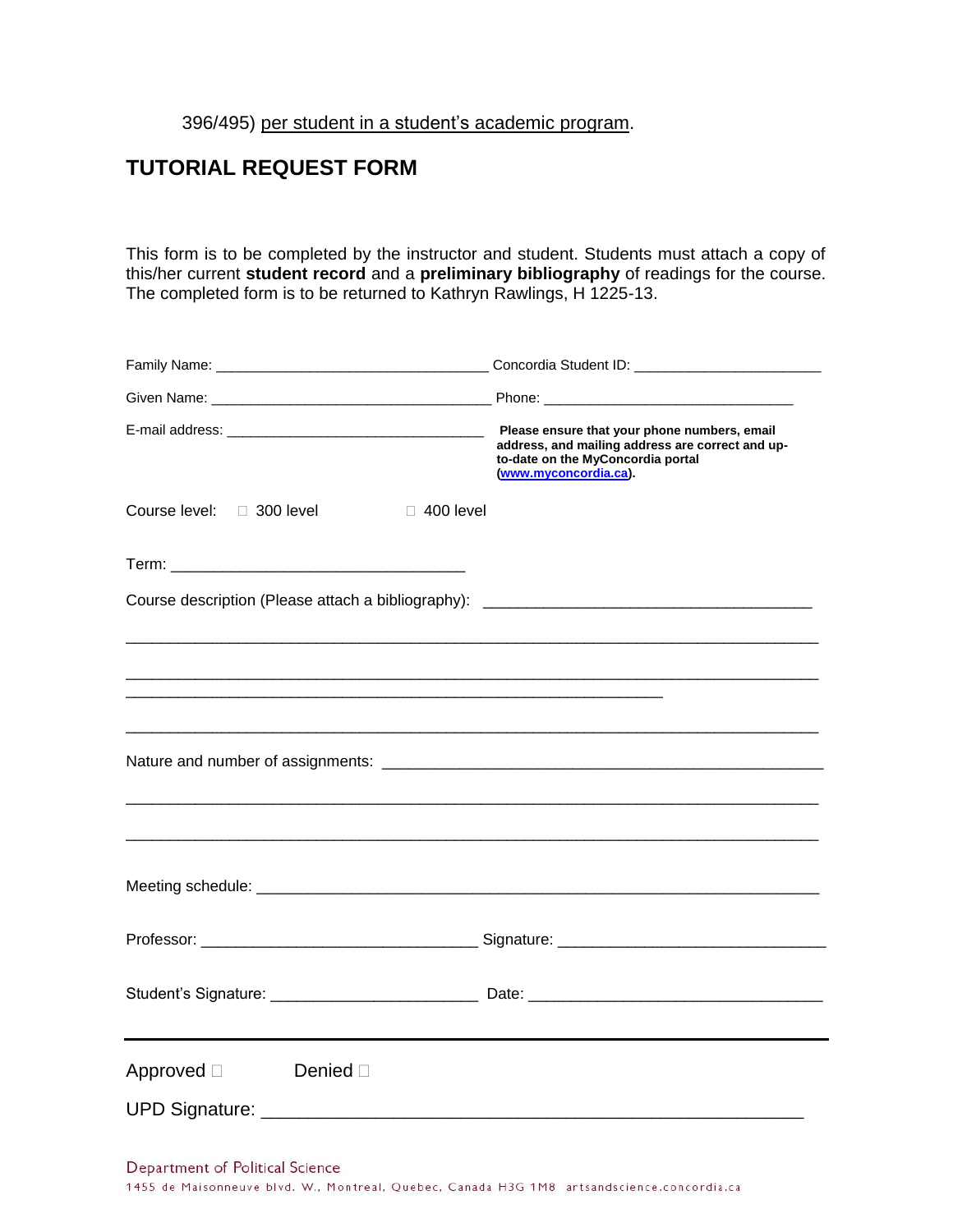396/495) per student in a student's academic program.

## TUTORIAL REQUEST FORM

This form is to be completed by the instructor and student. Students must attach a copy of this/her current **student record** and a **preliminary bibliography** of readings for the course. The completed form is to be returned to Kathryn Rawlings, H 1225-13.

Family Name: ________________________________ Concordia Student ID: ______________________

Given Name: _________________________________ Phone: _____________________________

E-mail address: ______________________________ **Please ensure that your phone numbers, email address, and mailing address are correct and up-to-date on the MyConcordia portal (www.myconcordia.ca).**

Course level: ☐ 300 level ☐ 400 level

Term: ________________________________

Course description (Please attach a bibliography): ____________________________________

_____________________________________________________________________________

_____________________________________________________________________________

_____________________________________________________________________________

Nature and number of assignments: __________________________________________________

_____________________________________________________________________________

_____________________________________________________________________________

Meeting schedule: ______________________________________________________________

Professor: ________________________________ Signature: ______________________________

Student's Signature: _______________________ Date: __________________________________

---

Approved ☐ Denied ☐

UPD Signature: ________________________________________________________

Department of Political Science
1455 de Maisonneuve blvd. W., Montreal, Quebec, Canada H3G 1M8 artsandscience.concordia.ca